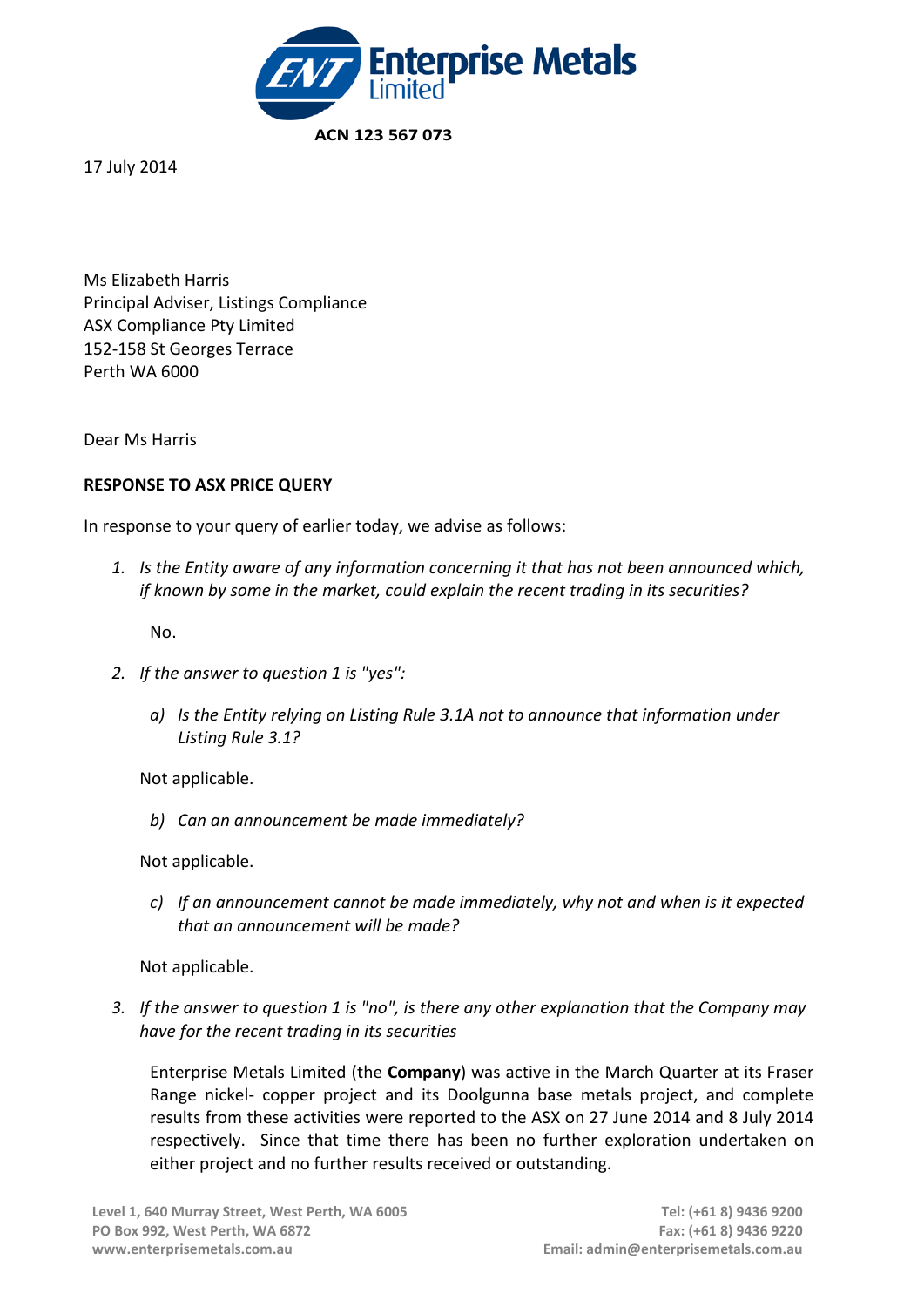Enterprise Metals Limited

**ACN 123 567 073**

17 July 2014

Ms Elizabeth Harris
Principal Adviser, Listings Compliance
ASX Compliance Pty Limited
152-158 St Georges Terrace
Perth WA 6000

Dear Ms Harris

**RESPONSE TO ASX PRICE QUERY**

In response to your query of earlier today, we advise as follows:

1. *Is the Entity aware of any information concerning it that has not been announced which, if known by some in the market, could explain the recent trading in its securities?*

   No.

2. *If the answer to question 1 is "yes":*

   a) *Is the Entity relying on Listing Rule 3.1A not to announce that information under Listing Rule 3.1?*

   Not applicable.

   b) *Can an announcement be made immediately?*

   Not applicable.

   c) *If an announcement cannot be made immediately, why not and when is it expected that an announcement will be made?*

   Not applicable.

3. *If the answer to question 1 is "no", is there any other explanation that the Company may have for the recent trading in its securities*

   Enterprise Metals Limited (the **Company**) was active in the March Quarter at its Fraser Range nickel- copper project and its Doolgunna base metals project, and complete results from these activities were reported to the ASX on 27 June 2014 and 8 July 2014 respectively. Since that time there has been no further exploration undertaken on either project and no further results received or outstanding.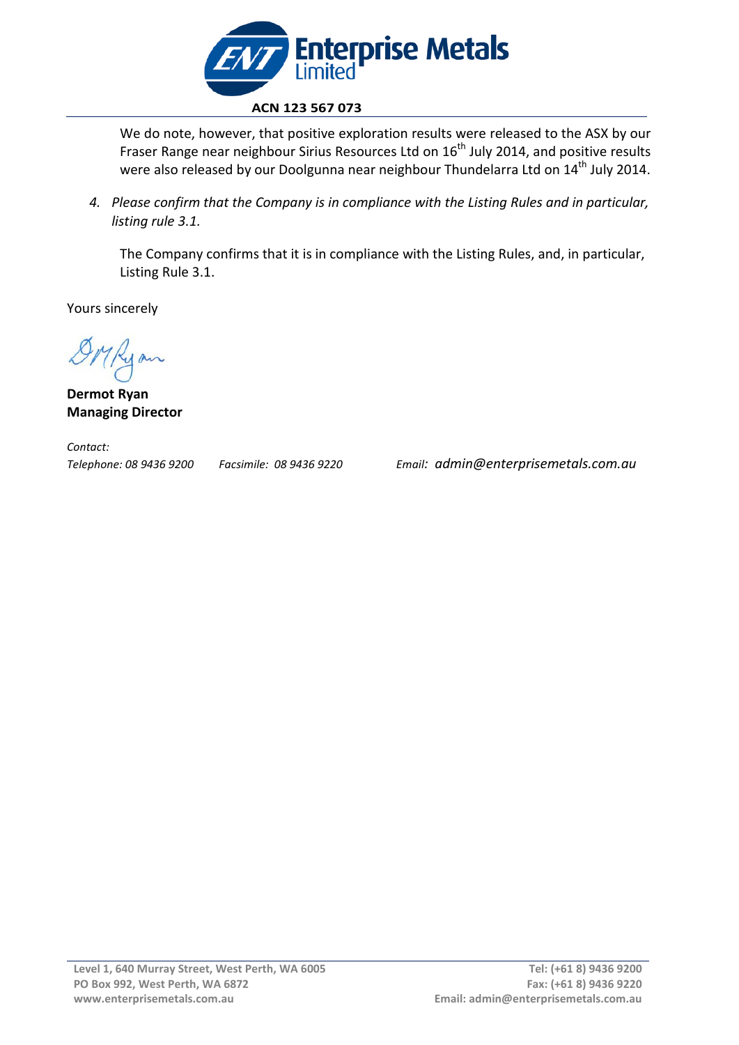We do note, however, that positive exploration results were released to the ASX by our Fraser Range near neighbour Sirius Resources Ltd on 16th July 2014, and positive results were also released by our Doolgunna near neighbour Thundelarra Ltd on 14th July 2014.

4. *Please confirm that the Company is in compliance with the Listing Rules and in particular, listing rule 3.1.*

   The Company confirms that it is in compliance with the Listing Rules, and, in particular, Listing Rule 3.1.

Yours sincerely

**Dermot Ryan**
**Managing Director**

*Contact:*
*Telephone: 08 9436 9200* *Facsimile: 08 9436 9220* *Email: admin@enterprisemetals.com.au*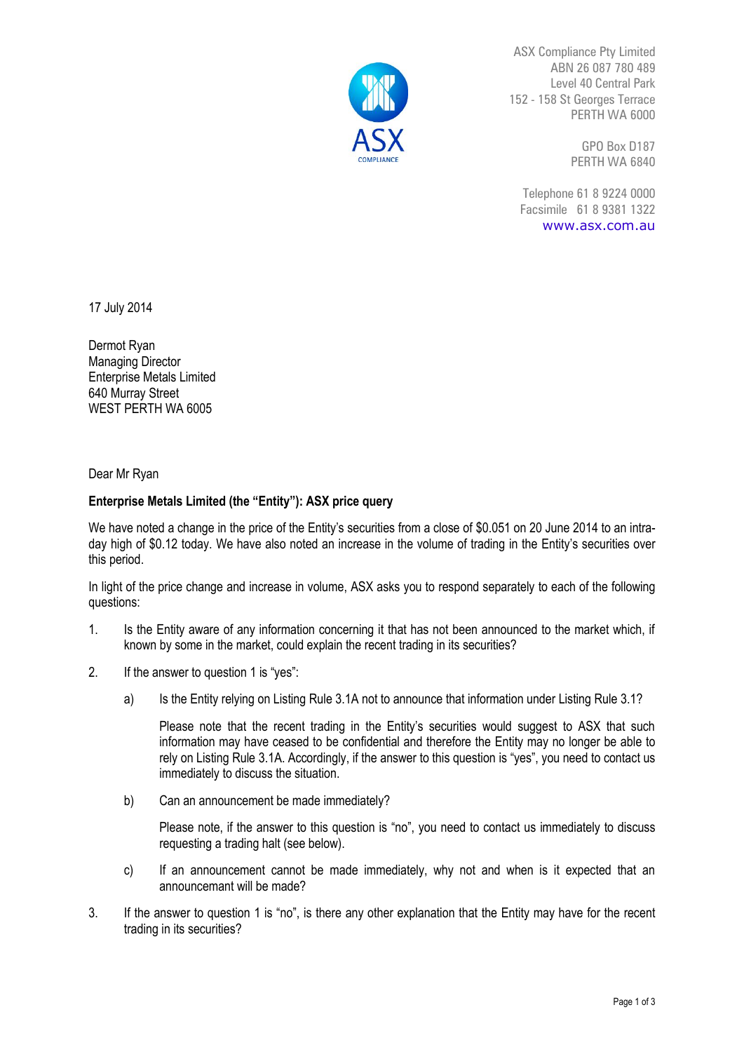ASX Compliance Pty Limited
ABN 26 087 780 489
Level 40 Central Park
152 - 158 St Georges Terrace
PERTH WA 6000

GPO Box D187
PERTH WA 6840

Telephone 61 8 9224 0000
Facsimile 61 8 9381 1322
www.asx.com.au

17 July 2014

Dermot Ryan
Managing Director
Enterprise Metals Limited
640 Murray Street
WEST PERTH WA 6005

Dear Mr Ryan

**Enterprise Metals Limited (the "Entity"): ASX price query**

We have noted a change in the price of the Entity's securities from a close of $0.051 on 20 June 2014 to an intra-day high of $0.12 today. We have also noted an increase in the volume of trading in the Entity's securities over this period.

In light of the price change and increase in volume, ASX asks you to respond separately to each of the following questions:

1. Is the Entity aware of any information concerning it that has not been announced to the market which, if known by some in the market, could explain the recent trading in its securities?

2. If the answer to question 1 is "yes":

   a) Is the Entity relying on Listing Rule 3.1A not to announce that information under Listing Rule 3.1?

      Please note that the recent trading in the Entity's securities would suggest to ASX that such information may have ceased to be confidential and therefore the Entity may no longer be able to rely on Listing Rule 3.1A. Accordingly, if the answer to this question is "yes", you need to contact us immediately to discuss the situation.

   b) Can an announcement be made immediately?

      Please note, if the answer to this question is "no", you need to contact us immediately to discuss requesting a trading halt (see below).

   c) If an announcement cannot be made immediately, why not and when is it expected that an announcemant will be made?

3. If the answer to question 1 is "no", is there any other explanation that the Entity may have for the recent trading in its securities?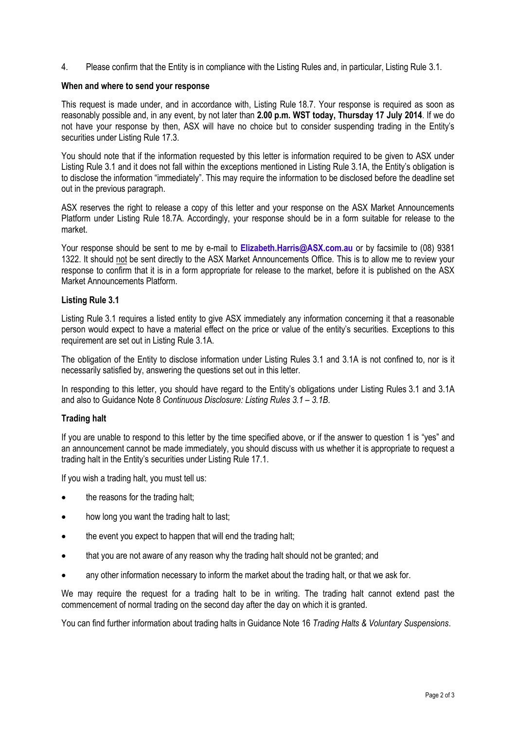4. Please confirm that the Entity is in compliance with the Listing Rules and, in particular, Listing Rule 3.1.

**When and where to send your response**

This request is made under, and in accordance with, Listing Rule 18.7. Your response is required as soon as reasonably possible and, in any event, by not later than **2.00 p.m. WST today, Thursday 17 July 2014**. If we do not have your response by then, ASX will have no choice but to consider suspending trading in the Entity's securities under Listing Rule 17.3.

You should note that if the information requested by this letter is information required to be given to ASX under Listing Rule 3.1 and it does not fall within the exceptions mentioned in Listing Rule 3.1A, the Entity's obligation is to disclose the information "immediately". This may require the information to be disclosed before the deadline set out in the previous paragraph.

ASX reserves the right to release a copy of this letter and your response on the ASX Market Announcements Platform under Listing Rule 18.7A. Accordingly, your response should be in a form suitable for release to the market.

Your response should be sent to me by e-mail to **Elizabeth.Harris@ASX.com.au** or by facsimile to (08) 9381 1322. It should not be sent directly to the ASX Market Announcements Office. This is to allow me to review your response to confirm that it is in a form appropriate for release to the market, before it is published on the ASX Market Announcements Platform.

**Listing Rule 3.1**

Listing Rule 3.1 requires a listed entity to give ASX immediately any information concerning it that a reasonable person would expect to have a material effect on the price or value of the entity's securities. Exceptions to this requirement are set out in Listing Rule 3.1A.

The obligation of the Entity to disclose information under Listing Rules 3.1 and 3.1A is not confined to, nor is it necessarily satisfied by, answering the questions set out in this letter.

In responding to this letter, you should have regard to the Entity's obligations under Listing Rules 3.1 and 3.1A and also to Guidance Note 8 *Continuous Disclosure: Listing Rules 3.1 – 3.1B*.

**Trading halt**

If you are unable to respond to this letter by the time specified above, or if the answer to question 1 is "yes" and an announcement cannot be made immediately, you should discuss with us whether it is appropriate to request a trading halt in the Entity's securities under Listing Rule 17.1.

If you wish a trading halt, you must tell us:

- the reasons for the trading halt;
- how long you want the trading halt to last;
- the event you expect to happen that will end the trading halt;
- that you are not aware of any reason why the trading halt should not be granted; and
- any other information necessary to inform the market about the trading halt, or that we ask for.

We may require the request for a trading halt to be in writing. The trading halt cannot extend past the commencement of normal trading on the second day after the day on which it is granted.

You can find further information about trading halts in Guidance Note 16 *Trading Halts & Voluntary Suspensions*.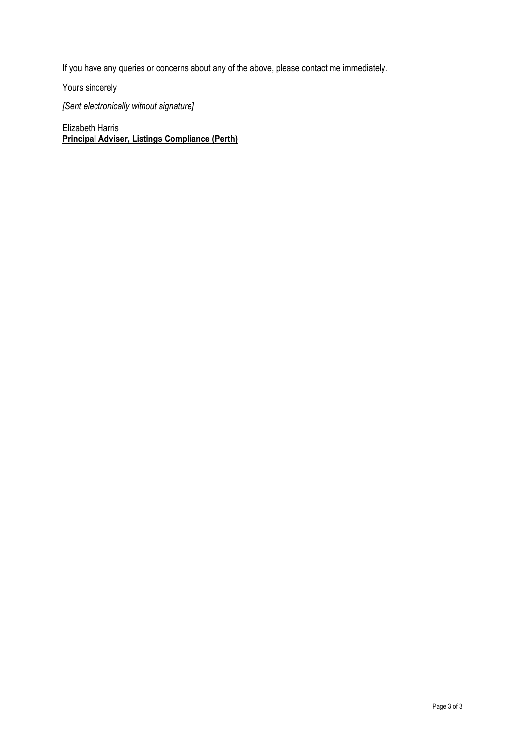If you have any queries or concerns about any of the above, please contact me immediately.

Yours sincerely

*[Sent electronically without signature]*

Elizabeth Harris
**Principal Adviser, Listings Compliance (Perth)**